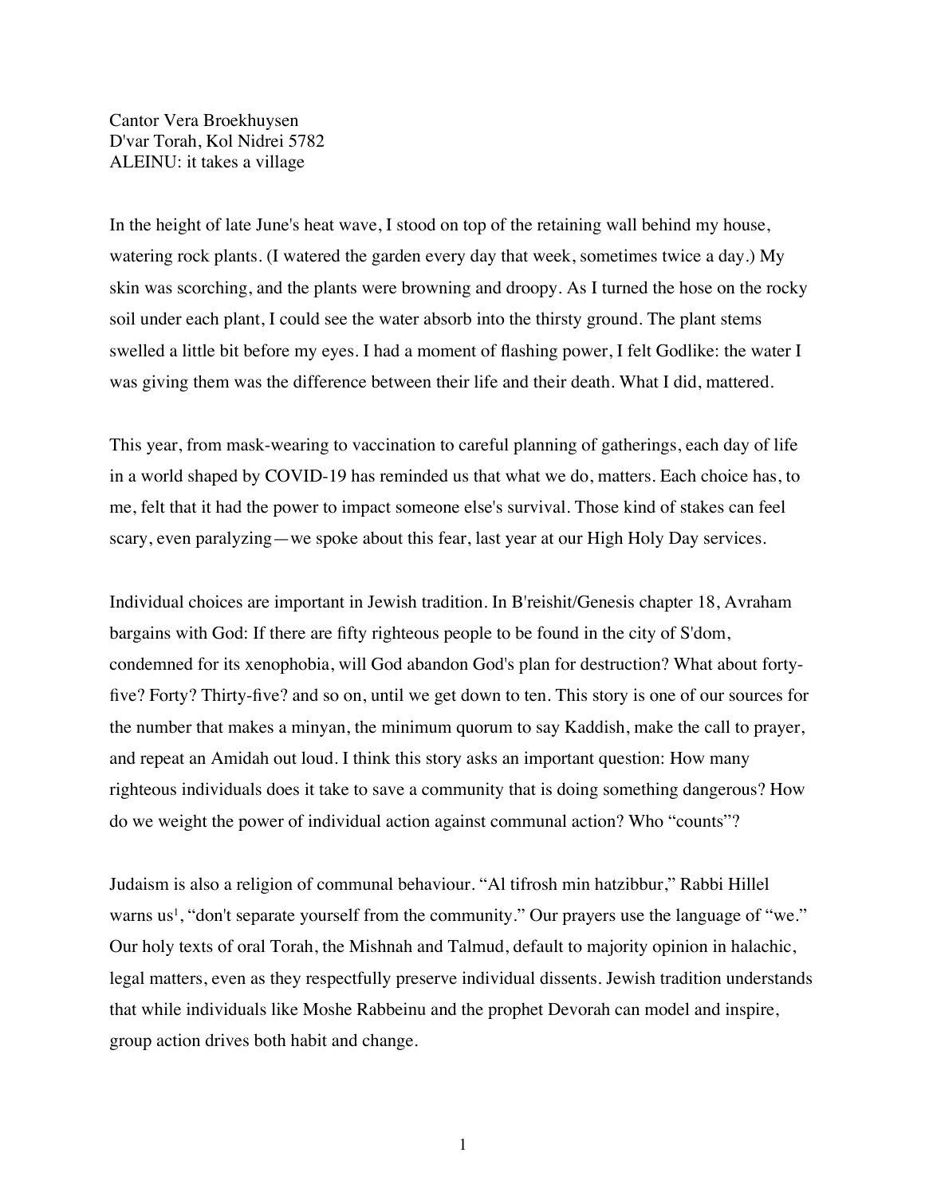Cantor Vera Broekhuysen
D'var Torah, Kol Nidrei 5782
ALEINU: it takes a village

In the height of late June's heat wave, I stood on top of the retaining wall behind my house, watering rock plants. (I watered the garden every day that week, sometimes twice a day.) My skin was scorching, and the plants were browning and droopy. As I turned the hose on the rocky soil under each plant, I could see the water absorb into the thirsty ground. The plant stems swelled a little bit before my eyes. I had a moment of flashing power, I felt Godlike: the water I was giving them was the difference between their life and their death. What I did, mattered.

This year, from mask-wearing to vaccination to careful planning of gatherings, each day of life in a world shaped by COVID-19 has reminded us that what we do, matters. Each choice has, to me, felt that it had the power to impact someone else's survival. Those kind of stakes can feel scary, even paralyzing—we spoke about this fear, last year at our High Holy Day services.

Individual choices are important in Jewish tradition. In B'reishit/Genesis chapter 18, Avraham bargains with God: If there are fifty righteous people to be found in the city of S'dom, condemned for its xenophobia, will God abandon God's plan for destruction? What about forty-five? Forty? Thirty-five? and so on, until we get down to ten. This story is one of our sources for the number that makes a minyan, the minimum quorum to say Kaddish, make the call to prayer, and repeat an Amidah out loud. I think this story asks an important question: How many righteous individuals does it take to save a community that is doing something dangerous? How do we weight the power of individual action against communal action? Who "counts"?

Judaism is also a religion of communal behaviour. "Al tifrosh min hatzibbur," Rabbi Hillel warns us[1], "don't separate yourself from the community." Our prayers use the language of "we." Our holy texts of oral Torah, the Mishnah and Talmud, default to majority opinion in halachic, legal matters, even as they respectfully preserve individual dissents. Jewish tradition understands that while individuals like Moshe Rabbeinu and the prophet Devorah can model and inspire, group action drives both habit and change.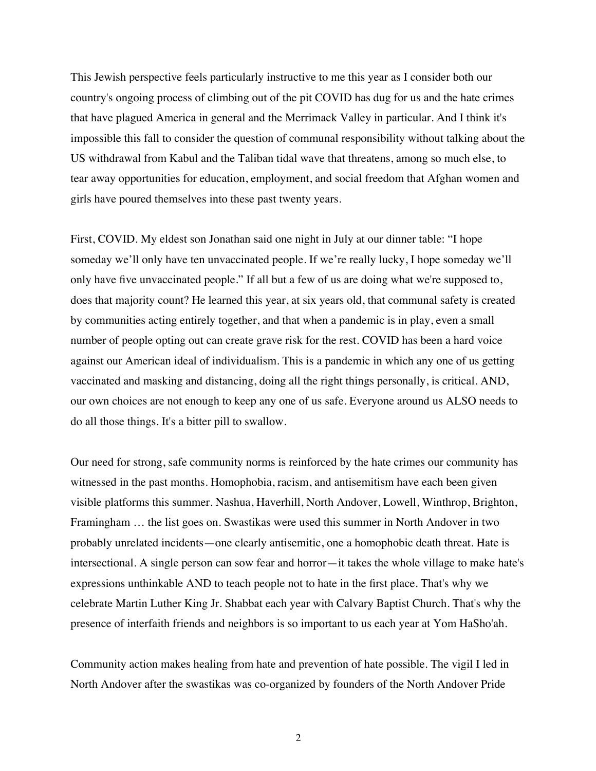This Jewish perspective feels particularly instructive to me this year as I consider both our country's ongoing process of climbing out of the pit COVID has dug for us and the hate crimes that have plagued America in general and the Merrimack Valley in particular. And I think it's impossible this fall to consider the question of communal responsibility without talking about the US withdrawal from Kabul and the Taliban tidal wave that threatens, among so much else, to tear away opportunities for education, employment, and social freedom that Afghan women and girls have poured themselves into these past twenty years.

First, COVID. My eldest son Jonathan said one night in July at our dinner table: "I hope someday we'll only have ten unvaccinated people. If we're really lucky, I hope someday we'll only have five unvaccinated people." If all but a few of us are doing what we're supposed to, does that majority count? He learned this year, at six years old, that communal safety is created by communities acting entirely together, and that when a pandemic is in play, even a small number of people opting out can create grave risk for the rest. COVID has been a hard voice against our American ideal of individualism. This is a pandemic in which any one of us getting vaccinated and masking and distancing, doing all the right things personally, is critical. AND, our own choices are not enough to keep any one of us safe. Everyone around us ALSO needs to do all those things. It's a bitter pill to swallow.

Our need for strong, safe community norms is reinforced by the hate crimes our community has witnessed in the past months. Homophobia, racism, and antisemitism have each been given visible platforms this summer. Nashua, Haverhill, North Andover, Lowell, Winthrop, Brighton, Framingham … the list goes on. Swastikas were used this summer in North Andover in two probably unrelated incidents—one clearly antisemitic, one a homophobic death threat. Hate is intersectional. A single person can sow fear and horror—it takes the whole village to make hate's expressions unthinkable AND to teach people not to hate in the first place. That's why we celebrate Martin Luther King Jr. Shabbat each year with Calvary Baptist Church. That's why the presence of interfaith friends and neighbors is so important to us each year at Yom HaSho'ah.

Community action makes healing from hate and prevention of hate possible. The vigil I led in North Andover after the swastikas was co-organized by founders of the North Andover Pride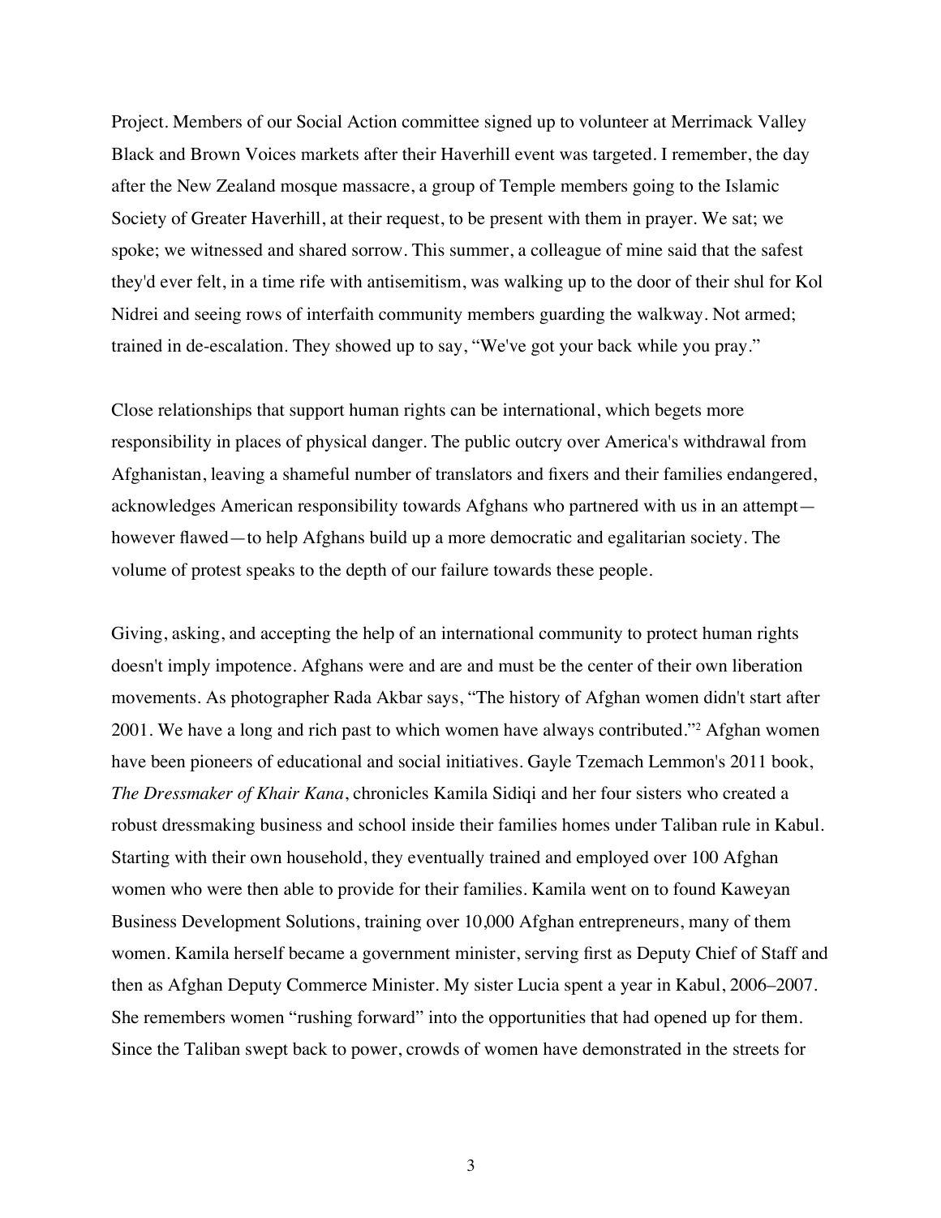Project. Members of our Social Action committee signed up to volunteer at Merrimack Valley Black and Brown Voices markets after their Haverhill event was targeted. I remember, the day after the New Zealand mosque massacre, a group of Temple members going to the Islamic Society of Greater Haverhill, at their request, to be present with them in prayer. We sat; we spoke; we witnessed and shared sorrow. This summer, a colleague of mine said that the safest they'd ever felt, in a time rife with antisemitism, was walking up to the door of their shul for Kol Nidrei and seeing rows of interfaith community members guarding the walkway. Not armed; trained in de-escalation. They showed up to say, "We've got your back while you pray."

Close relationships that support human rights can be international, which begets more responsibility in places of physical danger. The public outcry over America's withdrawal from Afghanistan, leaving a shameful number of translators and fixers and their families endangered, acknowledges American responsibility towards Afghans who partnered with us in an attempt—however flawed—to help Afghans build up a more democratic and egalitarian society. The volume of protest speaks to the depth of our failure towards these people.

Giving, asking, and accepting the help of an international community to protect human rights doesn't imply impotence. Afghans were and are and must be the center of their own liberation movements. As photographer Rada Akbar says, "The history of Afghan women didn't start after 2001. We have a long and rich past to which women have always contributed."[2] Afghan women have been pioneers of educational and social initiatives. Gayle Tzemach Lemmon's 2011 book, *The Dressmaker of Khair Kana*, chronicles Kamila Sidiqi and her four sisters who created a robust dressmaking business and school inside their families homes under Taliban rule in Kabul. Starting with their own household, they eventually trained and employed over 100 Afghan women who were then able to provide for their families. Kamila went on to found Kaweyan Business Development Solutions, training over 10,000 Afghan entrepreneurs, many of them women. Kamila herself became a government minister, serving first as Deputy Chief of Staff and then as Afghan Deputy Commerce Minister. My sister Lucia spent a year in Kabul, 2006–2007. She remembers women "rushing forward" into the opportunities that had opened up for them. Since the Taliban swept back to power, crowds of women have demonstrated in the streets for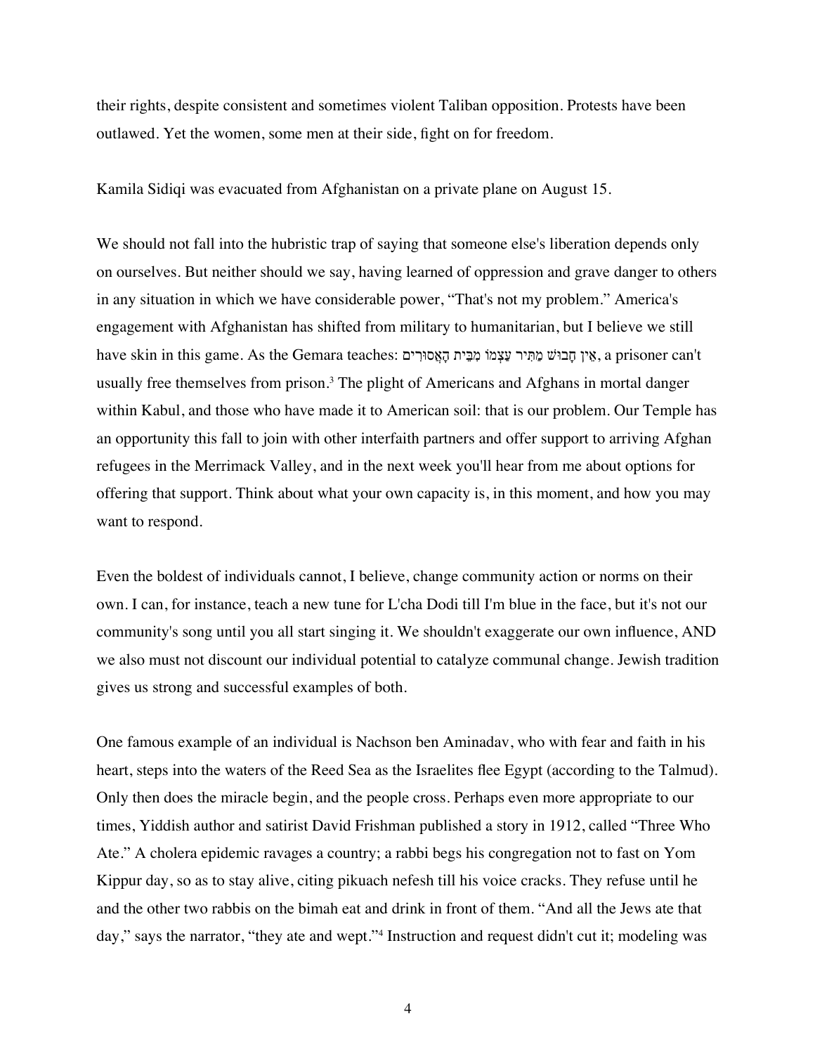their rights, despite consistent and sometimes violent Taliban opposition. Protests have been outlawed. Yet the women, some men at their side, fight on for freedom.

Kamila Sidiqi was evacuated from Afghanistan on a private plane on August 15.

We should not fall into the hubristic trap of saying that someone else's liberation depends only on ourselves. But neither should we say, having learned of oppression and grave danger to others in any situation in which we have considerable power, "That's not my problem." America's engagement with Afghanistan has shifted from military to humanitarian, but I believe we still have skin in this game. As the Gemara teaches: אֵין חָבוּשׁ מַתִּיר עַצְמוֹ מִבֵּית הָאֲסוּרִים, a prisoner can't usually free themselves from prison.[3] The plight of Americans and Afghans in mortal danger within Kabul, and those who have made it to American soil: that is our problem. Our Temple has an opportunity this fall to join with other interfaith partners and offer support to arriving Afghan refugees in the Merrimack Valley, and in the next week you'll hear from me about options for offering that support. Think about what your own capacity is, in this moment, and how you may want to respond.

Even the boldest of individuals cannot, I believe, change community action or norms on their own. I can, for instance, teach a new tune for L'cha Dodi till I'm blue in the face, but it's not our community's song until you all start singing it. We shouldn't exaggerate our own influence, AND we also must not discount our individual potential to catalyze communal change. Jewish tradition gives us strong and successful examples of both.

One famous example of an individual is Nachson ben Aminadav, who with fear and faith in his heart, steps into the waters of the Reed Sea as the Israelites flee Egypt (according to the Talmud). Only then does the miracle begin, and the people cross. Perhaps even more appropriate to our times, Yiddish author and satirist David Frishman published a story in 1912, called "Three Who Ate." A cholera epidemic ravages a country; a rabbi begs his congregation not to fast on Yom Kippur day, so as to stay alive, citing pikuach nefesh till his voice cracks. They refuse until he and the other two rabbis on the bimah eat and drink in front of them. "And all the Jews ate that day," says the narrator, "they ate and wept."[4] Instruction and request didn't cut it; modeling was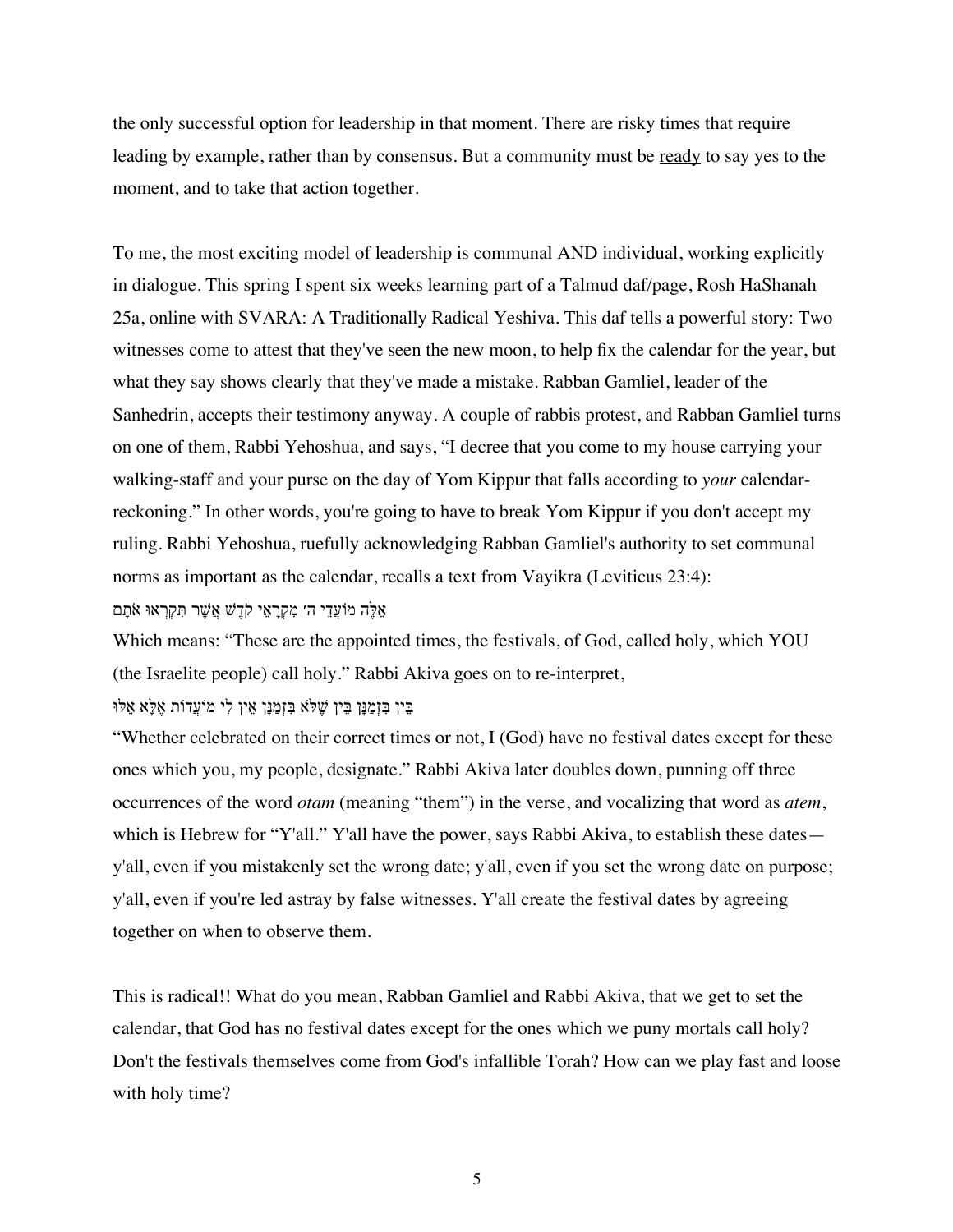the only successful option for leadership in that moment. There are risky times that require leading by example, rather than by consensus. But a community must be <u>ready</u> to say yes to the moment, and to take that action together.

To me, the most exciting model of leadership is communal AND individual, working explicitly in dialogue. This spring I spent six weeks learning part of a Talmud daf/page, Rosh HaShanah 25a, online with SVARA: A Traditionally Radical Yeshiva. This daf tells a powerful story: Two witnesses come to attest that they've seen the new moon, to help fix the calendar for the year, but what they say shows clearly that they've made a mistake. Rabban Gamliel, leader of the Sanhedrin, accepts their testimony anyway. A couple of rabbis protest, and Rabban Gamliel turns on one of them, Rabbi Yehoshua, and says, "I decree that you come to my house carrying your walking-staff and your purse on the day of Yom Kippur that falls according to *your* calendar-reckoning." In other words, you're going to have to break Yom Kippur if you don't accept my ruling. Rabbi Yehoshua, ruefully acknowledging Rabban Gamliel's authority to set communal norms as important as the calendar, recalls a text from Vayikra (Leviticus 23:4):

אֵלֶּה מוֹעֲדֵי ה׳ מִקְרָאֵי קֹדֶשׁ אֲשֶׁר תִּקְרְאוּ אֹתָם

Which means: "These are the appointed times, the festivals, of God, called holy, which YOU (the Israelite people) call holy." Rabbi Akiva goes on to re-interpret,

בֵּין בִּזְמַנָּן בֵּין שֶׁלֹּא בִּזְמַנָּן אֵין לִי מוֹעֲדוֹת אֶלָּא אֵלּוּ

"Whether celebrated on their correct times or not, I (God) have no festival dates except for these ones which you, my people, designate." Rabbi Akiva later doubles down, punning off three occurrences of the word *otam* (meaning "them") in the verse, and vocalizing that word as *atem*, which is Hebrew for "Y'all." Y'all have the power, says Rabbi Akiva, to establish these dates—y'all, even if you mistakenly set the wrong date; y'all, even if you set the wrong date on purpose; y'all, even if you're led astray by false witnesses. Y'all create the festival dates by agreeing together on when to observe them.

This is radical!! What do you mean, Rabban Gamliel and Rabbi Akiva, that we get to set the calendar, that God has no festival dates except for the ones which we puny mortals call holy? Don't the festivals themselves come from God's infallible Torah? How can we play fast and loose with holy time?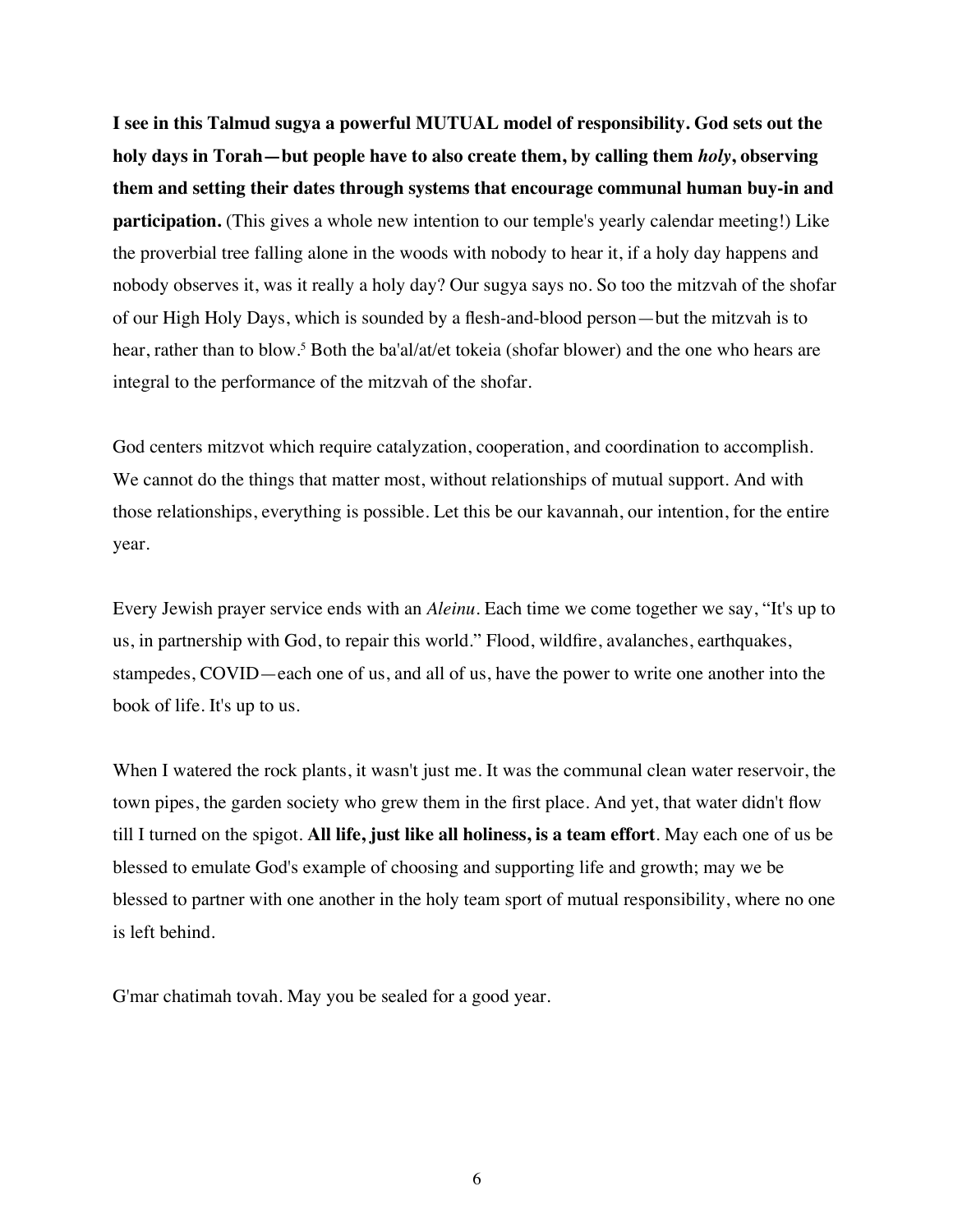**I see in this Talmud sugya a powerful MUTUAL model of responsibility. God sets out the holy days in Torah—but people have to also create them, by calling them *holy*, observing them and setting their dates through systems that encourage communal human buy-in and participation.** (This gives a whole new intention to our temple's yearly calendar meeting!) Like the proverbial tree falling alone in the woods with nobody to hear it, if a holy day happens and nobody observes it, was it really a holy day? Our sugya says no. So too the mitzvah of the shofar of our High Holy Days, which is sounded by a flesh-and-blood person—but the mitzvah is to hear, rather than to blow.[5] Both the ba'al/at/et tokeia (shofar blower) and the one who hears are integral to the performance of the mitzvah of the shofar.

God centers mitzvot which require catalyzation, cooperation, and coordination to accomplish. We cannot do the things that matter most, without relationships of mutual support. And with those relationships, everything is possible. Let this be our kavannah, our intention, for the entire year.

Every Jewish prayer service ends with an *Aleinu*. Each time we come together we say, "It's up to us, in partnership with God, to repair this world." Flood, wildfire, avalanches, earthquakes, stampedes, COVID—each one of us, and all of us, have the power to write one another into the book of life. It's up to us.

When I watered the rock plants, it wasn't just me. It was the communal clean water reservoir, the town pipes, the garden society who grew them in the first place. And yet, that water didn't flow till I turned on the spigot. **All life, just like all holiness, is a team effort**. May each one of us be blessed to emulate God's example of choosing and supporting life and growth; may we be blessed to partner with one another in the holy team sport of mutual responsibility, where no one is left behind.

G'mar chatimah tovah. May you be sealed for a good year.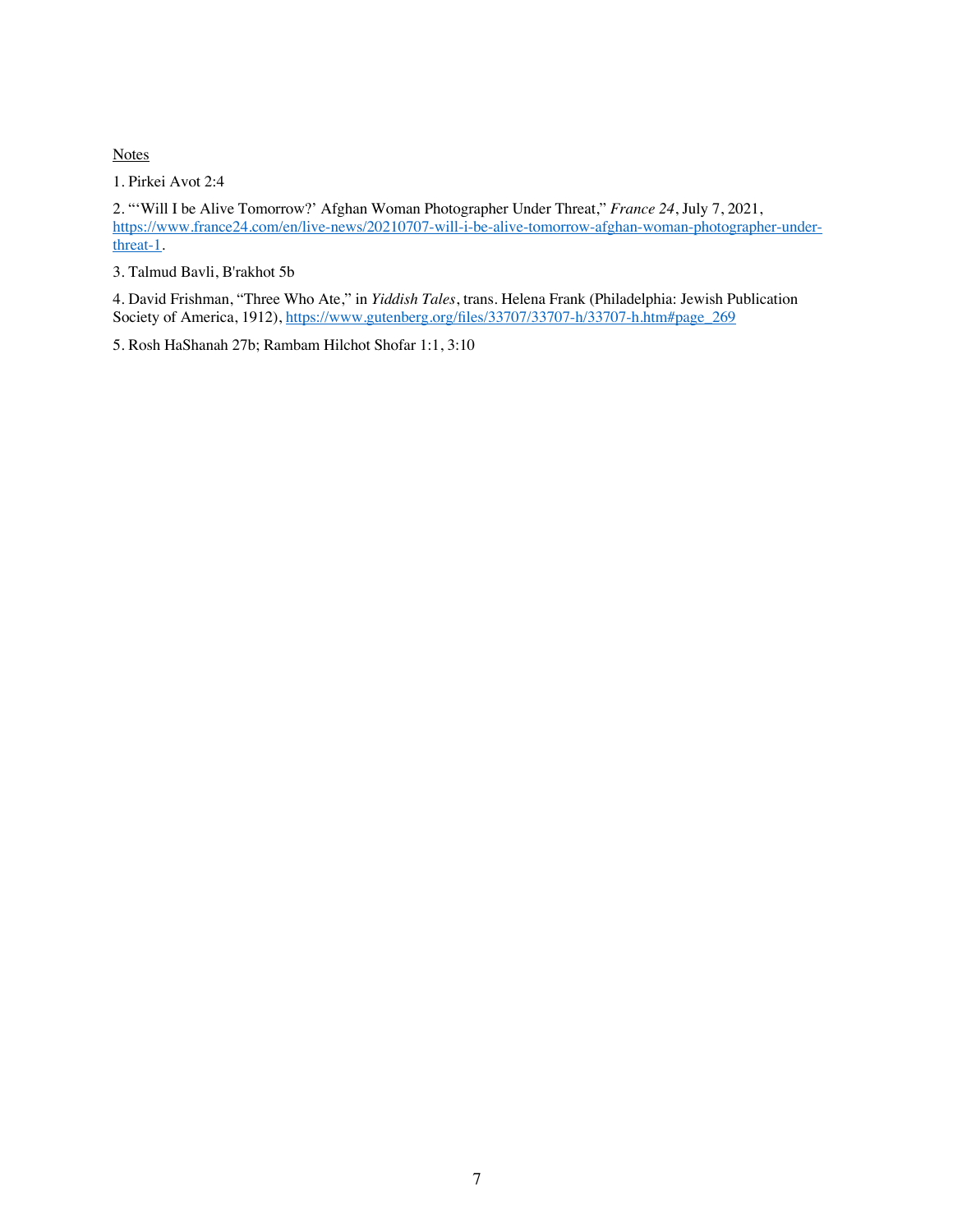Notes

1. Pirkei Avot 2:4

2. "'Will I be Alive Tomorrow?' Afghan Woman Photographer Under Threat," *France 24*, July 7, 2021, https://www.france24.com/en/live-news/20210707-will-i-be-alive-tomorrow-afghan-woman-photographer-under-threat-1.

3. Talmud Bavli, B'rakhot 5b

4. David Frishman, "Three Who Ate," in *Yiddish Tales*, trans. Helena Frank (Philadelphia: Jewish Publication Society of America, 1912), https://www.gutenberg.org/files/33707/33707-h/33707-h.htm#page_269

5. Rosh HaShanah 27b; Rambam Hilchot Shofar 1:1, 3:10